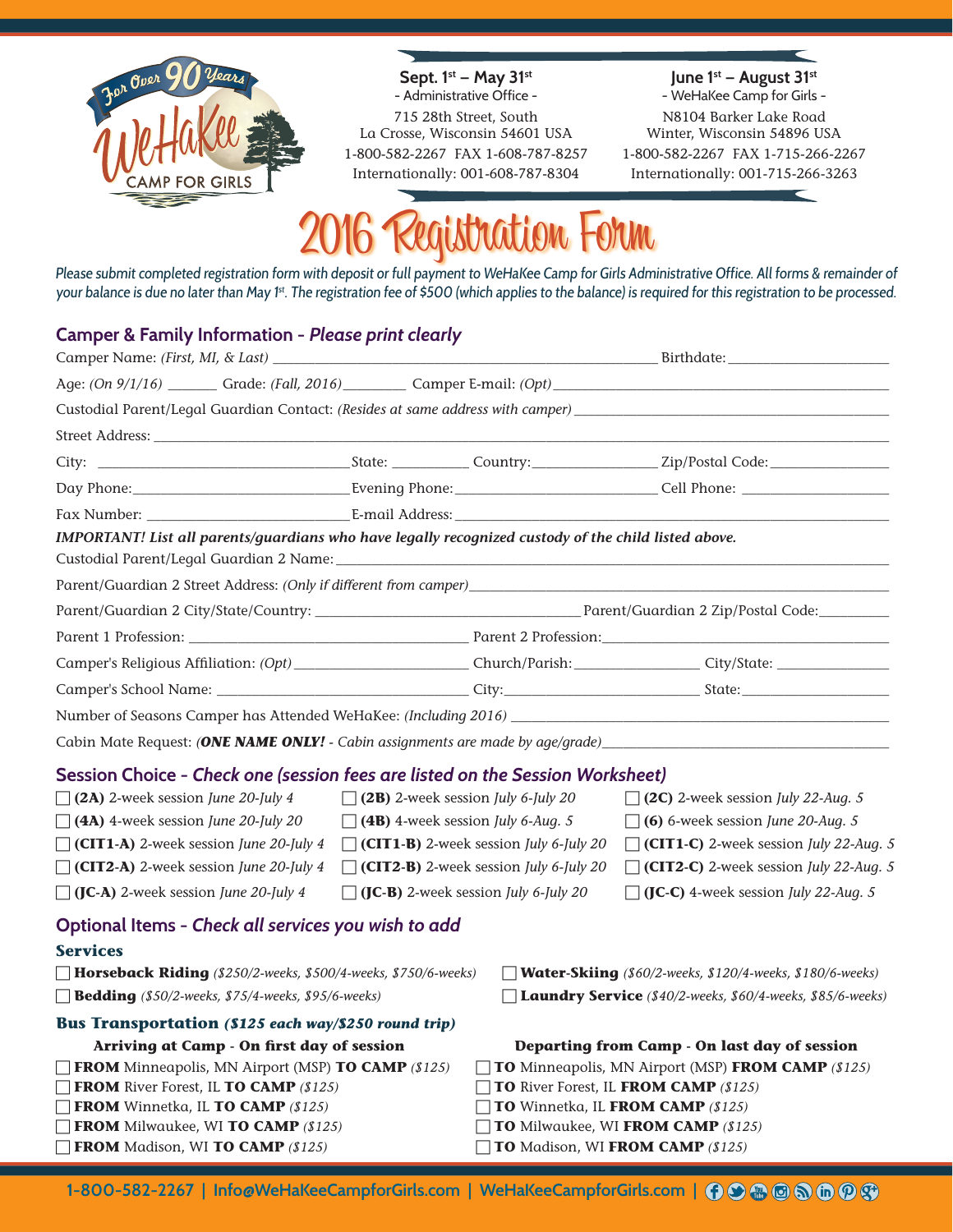For Over 90 Years
WeHaKee
CAMP FOR GIRLS

**Sept. 1st – May 31st**
- Administrative Office -
715 28th Street, South
La Crosse, Wisconsin 54601 USA
1-800-582-2267 FAX 1-608-787-8257
Internationally: 001-608-787-8304

**June 1st – August 31st**
- WeHaKee Camp for Girls -
N8104 Barker Lake Road
Winter, Wisconsin 54896 USA
1-800-582-2267 FAX 1-715-266-2267
Internationally: 001-715-266-3263

# 2016 Registration Form

*Please submit completed registration form with deposit or full payment to WeHaKee Camp for Girls Administrative Office. All forms & remainder of your balance is due no later than May 1st. The registration fee of $500 (which applies to the balance) is required for this registration to be processed.*

## Camper & Family Information - *Please print clearly*

Camper Name: *(First, MI, & Last)* ____________________ Birthdate: ____________

Age: *(On 9/1/16)* ______ Grade: *(Fall, 2016)* ________ Camper E-mail: *(Opt)* ____________________

Custodial Parent/Legal Guardian Contact: *(Resides at same address with camper)* ____________________

Street Address: ____________________

City: ____________ State: ________ Country: ____________ Zip/Postal Code: ____________

Day Phone: ____________ Evening Phone: ____________ Cell Phone: ____________

Fax Number: ____________ E-mail Address: ____________________

***IMPORTANT! List all parents/guardians who have legally recognized custody of the child listed above.***

Custodial Parent/Legal Guardian 2 Name: ____________________

Parent/Guardian 2 Street Address: *(Only if different from camper)* ____________________

Parent/Guardian 2 City/State/Country: ____________________ Parent/Guardian 2 Zip/Postal Code: ________

Parent 1 Profession: ____________________ Parent 2 Profession: ____________________

Camper's Religious Affiliation: *(Opt)* ____________ Church/Parish: ____________ City/State: ____________

Camper's School Name: ____________________ City: ____________ State: ____________

Number of Seasons Camper has Attended WeHaKee: *(Including 2016)* ____________________

Cabin Mate Request: (***ONE NAME ONLY!*** *- Cabin assignments are made by age/grade)* ____________________

## Session Choice - *Check one (session fees are listed on the Session Worksheet)*

- ☐ **(2A)** 2-week session *June 20-July 4*
- ☐ **(2B)** 2-week session *July 6-July 20*
- ☐ **(2C)** 2-week session *July 22-Aug. 5*
- ☐ **(4A)** 4-week session *June 20-July 20*
- ☐ **(4B)** 4-week session *July 6-Aug. 5*
- ☐ **(6)** 6-week session *June 20-Aug. 5*
- ☐ **(CIT1-A)** 2-week session *June 20-July 4*
- ☐ **(CIT1-B)** 2-week session *July 6-July 20*
- ☐ **(CIT1-C)** 2-week session *July 22-Aug. 5*
- ☐ **(CIT2-A)** 2-week session *June 20-July 4*
- ☐ **(CIT2-B)** 2-week session *July 6-July 20*
- ☐ **(CIT2-C)** 2-week session *July 22-Aug. 5*
- ☐ **(JC-A)** 2-week session *June 20-July 4*
- ☐ **(JC-B)** 2-week session *July 6-July 20*
- ☐ **(JC-C)** 4-week session *July 22-Aug. 5*

## Optional Items - *Check all services you wish to add*

### Services

- ☐ **Horseback Riding** *($250/2-weeks, $500/4-weeks, $750/6-weeks)*
- ☐ **Water-Skiing** *($60/2-weeks, $120/4-weeks, $180/6-weeks)*
- ☐ **Bedding** *($50/2-weeks, $75/4-weeks, $95/6-weeks)*
- ☐ **Laundry Service** *($40/2-weeks, $60/4-weeks, $85/6-weeks)*

### Bus Transportation *($125 each way/$250 round trip)*

**Arriving at Camp - On first day of session**

- ☐ **FROM** Minneapolis, MN Airport (MSP) **TO CAMP** *($125)*
- ☐ **FROM** River Forest, IL **TO CAMP** *($125)*
- ☐ **FROM** Winnetka, IL **TO CAMP** *($125)*
- ☐ **FROM** Milwaukee, WI **TO CAMP** *($125)*
- ☐ **FROM** Madison, WI **TO CAMP** *($125)*

**Departing from Camp - On last day of session**

- ☐ **TO** Minneapolis, MN Airport (MSP) **FROM CAMP** *($125)*
- ☐ **TO** River Forest, IL **FROM CAMP** *($125)*
- ☐ **TO** Winnetka, IL **FROM CAMP** *($125)*
- ☐ **TO** Milwaukee, WI **FROM CAMP** *($125)*
- ☐ **TO** Madison, WI **FROM CAMP** *($125)*

1-800-582-2267 | Info@WeHaKeeCampforGirls.com | WeHaKeeCampforGirls.com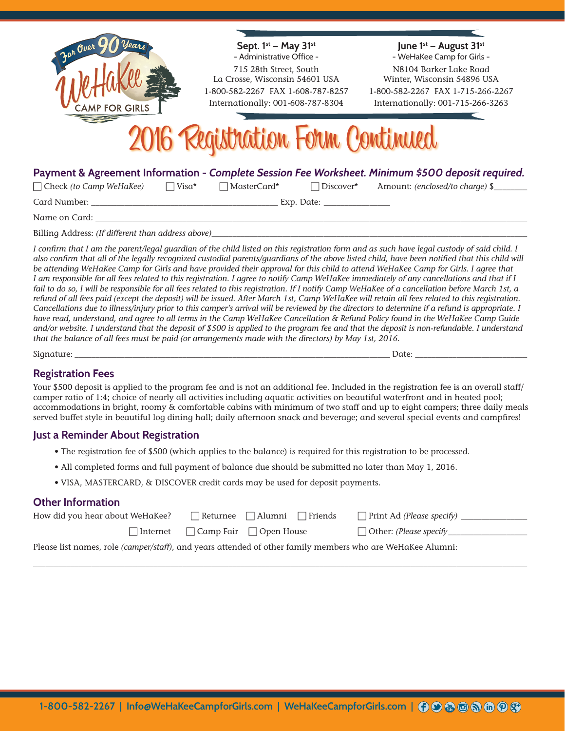For Over 90 Years
WeHaKee
CAMP FOR GIRLS

**Sept. 1st – May 31st**
- Administrative Office -
715 28th Street, South
La Crosse, Wisconsin 54601 USA
1-800-582-2267 FAX 1-608-787-8257
Internationally: 001-608-787-8304

**June 1st – August 31st**
- WeHaKee Camp for Girls -
N8104 Barker Lake Road
Winter, Wisconsin 54896 USA
1-800-582-2267 FAX 1-715-266-2267
Internationally: 001-715-266-3263

# 2016 Registration Form Continued

## Payment & Agreement Information - *Complete Session Fee Worksheet. Minimum $500 deposit required.*

☐ Check *(to Camp WeHaKee)* ☐ Visa* ☐ MasterCard* ☐ Discover* Amount: *(enclosed/to charge)* $_______

Card Number: ________________________________________ Exp. Date: ______________

Name on Card: ______________________________________________________________________________________________

Billing Address: *(If different than address above)*____________________________________________________________________

*I confirm that I am the parent/legal guardian of the child listed on this registration form and as such have legal custody of said child. I also confirm that all of the legally recognized custodial parents/guardians of the above listed child, have been notified that this child will be attending WeHaKee Camp for Girls and have provided their approval for this child to attend WeHaKee Camp for Girls. I agree that I am responsible for all fees related to this registration. I agree to notify Camp WeHaKee immediately of any cancellations and that if I fail to do so, I will be responsible for all fees related to this registration. If I notify Camp WeHaKee of a cancellation before March 1st, a refund of all fees paid (except the deposit) will be issued. After March 1st, Camp WeHaKee will retain all fees related to this registration. Cancellations due to illness/injury prior to this camper's arrival will be reviewed by the directors to determine if a refund is appropriate. I have read, understand, and agree to all terms in the Camp WeHaKee Cancellation & Refund Policy found in the WeHaKee Camp Guide and/or website. I understand that the deposit of $500 is applied to the program fee and that the deposit is non-refundable. I understand that the balance of all fees must be paid (or arrangements made with the directors) by May 1st, 2016.*

Signature: ___________________________________________________________________ Date: _________________________

## Registration Fees

Your $500 deposit is applied to the program fee and is not an additional fee. Included in the registration fee is an overall staff/camper ratio of 1:4; choice of nearly all activities including aquatic activities on beautiful waterfront and in heated pool; accommodations in bright, roomy & comfortable cabins with minimum of two staff and up to eight campers; three daily meals served buffet style in beautiful log dining hall; daily afternoon snack and beverage; and several special events and campfires!

## Just a Reminder About Registration

- The registration fee of $500 (which applies to the balance) is required for this registration to be processed.
- All completed forms and full payment of balance due should be submitted no later than May 1, 2016.
- VISA, MASTERCARD, & DISCOVER credit cards may be used for deposit payments.

## Other Information

How did you hear about WeHaKee? ☐ Returnee ☐ Alumni ☐ Friends ☐ Print Ad *(Please specify)* _______________

☐ Internet ☐ Camp Fair ☐ Open House ☐ Other: *(Please specify* _________________

Please list names, role *(camper/staff)*, and years attended of other family members who are WeHaKee Alumni:

______________________________________________________________________________________________________

1-800-582-2267 | Info@WeHaKeeCampforGirls.com | WeHaKeeCampforGirls.com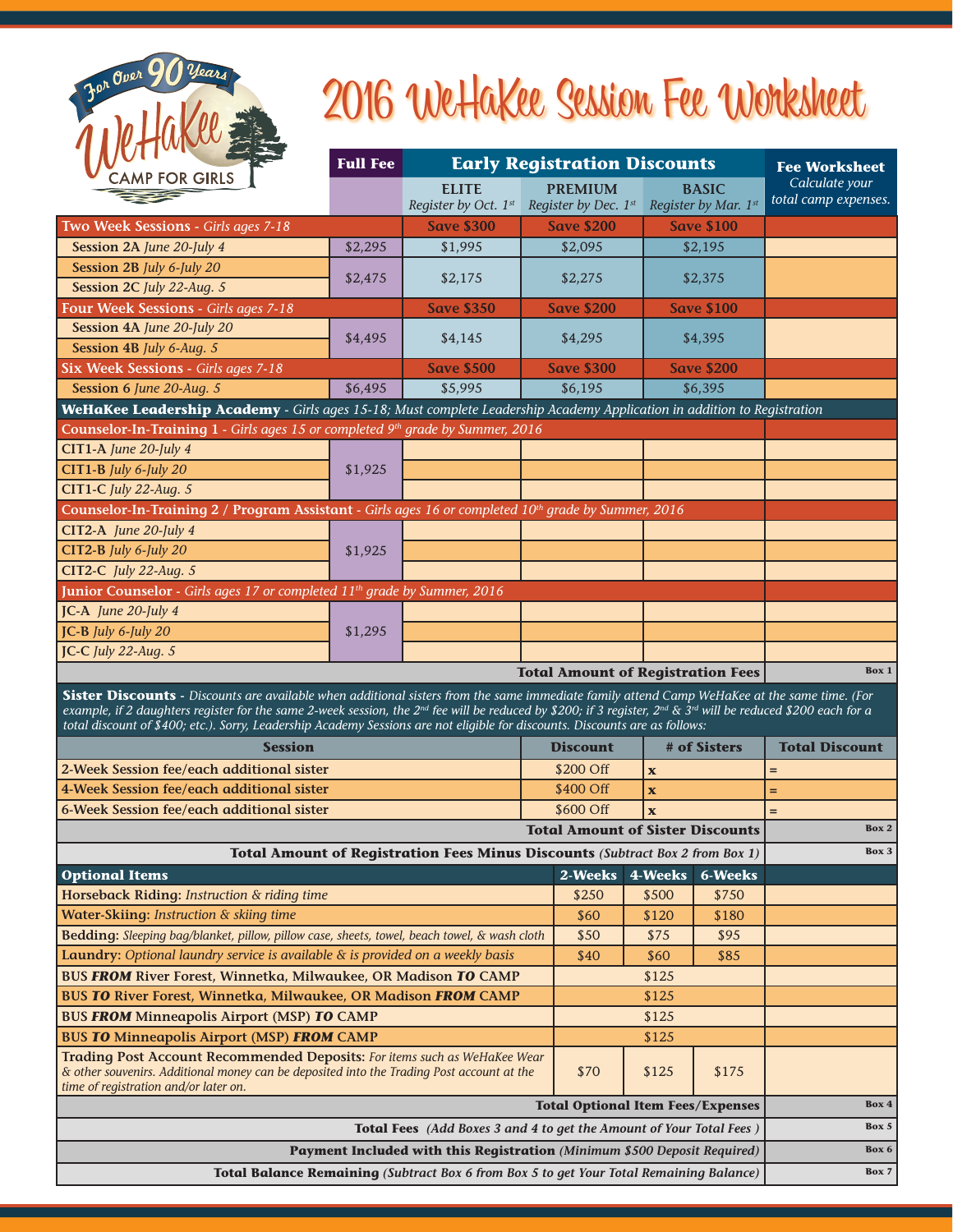# 2016 WeHaKee Session Fee Worksheet

For Over 90 Years
WeHaKee CAMP FOR GIRLS

| | Full Fee | Early Registration Discounts | | | Fee Worksheet |
|---|---|---|---|---|---|
| | | ELITE *Register by Oct. 1st* | PREMIUM *Register by Dec. 1st* | BASIC *Register by Mar. 1st* | *Calculate your total camp expenses.* |
| **Two Week Sessions** - *Girls ages 7-18* | | Save $300 | Save $200 | Save $100 | |
| **Session 2A** *June 20-July 4* | $2,295 | $1,995 | $2,095 | $2,195 | |
| **Session 2B** *July 6-July 20* | $2,475 | $2,175 | $2,275 | $2,375 | |
| **Session 2C** *July 22-Aug. 5* | | | | | |
| **Four Week Sessions** - *Girls ages 7-18* | | Save $350 | Save $200 | Save $100 | |
| **Session 4A** *June 20-July 20* | $4,495 | $4,145 | $4,295 | $4,395 | |
| **Session 4B** *July 6-Aug. 5* | | | | | |
| **Six Week Sessions** - *Girls ages 7-18* | | Save $500 | Save $300 | Save $200 | |
| **Session 6** *June 20-Aug. 5* | $6,495 | $5,995 | $6,195 | $6,395 | |
| **WeHaKee Leadership Academy** - *Girls ages 15-18; Must complete Leadership Academy Application in addition to Registration* | | | | | |
| **Counselor-In-Training 1** - *Girls ages 15 or completed 9th grade by Summer, 2016* | | | | | |
| **CIT1-A** *June 20-July 4* | $1,925 | | | | |
| **CIT1-B** *July 6-July 20* | | | | | |
| **CIT1-C** *July 22-Aug. 5* | | | | | |
| **Counselor-In-Training 2 / Program Assistant** - *Girls ages 16 or completed 10th grade by Summer, 2016* | | | | | |
| **CIT2-A** *June 20-July 4* | $1,925 | | | | |
| **CIT2-B** *July 6-July 20* | | | | | |
| **CIT2-C** *July 22-Aug. 5* | | | | | |
| **Junior Counselor** - *Girls ages 17 or completed 11th grade by Summer, 2016* | | | | | |
| **JC-A** *June 20-July 4* | $1,295 | | | | |
| **JC-B** *July 6-July 20* | | | | | |
| **JC-C** *July 22-Aug. 5* | | | | | |
| | | | | **Total Amount of Registration Fees** | Box 1 |

**Sister Discounts** - *Discounts are available when additional sisters from the same immediate family attend Camp WeHaKee at the same time. (For example, if 2 daughters register for the same 2-week session, the 2nd fee will be reduced by $200; if 3 register, 2nd & 3rd will be reduced $200 each for a total discount of $400; etc.). Sorry, Leadership Academy Sessions are not eligible for discounts. Discounts are as follows:*

| Session | Discount | # of Sisters | Total Discount |
|---|---|---|---|
| 2-Week Session fee/each additional sister | $200 Off | x | = |
| 4-Week Session fee/each additional sister | $400 Off | x | = |
| 6-Week Session fee/each additional sister | $600 Off | x | = |
| | | **Total Amount of Sister Discounts** | Box 2 |
| **Total Amount of Registration Fees Minus Discounts** *(Subtract Box 2 from Box 1)* | | | Box 3 |

| Optional Items | 2-Weeks | 4-Weeks | 6-Weeks | |
|---|---|---|---|---|
| **Horseback Riding:** *Instruction & riding time* | $250 | $500 | $750 | |
| **Water-Skiing:** *Instruction & skiing time* | $60 | $120 | $180 | |
| **Bedding:** *Sleeping bag/blanket, pillow, pillow case, sheets, towel, beach towel, & wash cloth* | $50 | $75 | $95 | |
| **Laundry:** *Optional laundry service is available & is provided on a weekly basis* | $40 | $60 | $85 | |
| **BUS *FROM* River Forest, Winnetka, Milwaukee, OR Madison *TO* CAMP** | $125 | | | |
| **BUS *TO* River Forest, Winnetka, Milwaukee, OR Madison *FROM* CAMP** | $125 | | | |
| **BUS *FROM* Minneapolis Airport (MSP) *TO* CAMP** | $125 | | | |
| **BUS *TO* Minneapolis Airport (MSP) *FROM* CAMP** | $125 | | | |
| **Trading Post Account Recommended Deposits:** *For items such as WeHaKee Wear & other souvenirs. Additional money can be deposited into the Trading Post account at the time of registration and/or later on.* | $70 | $125 | $175 | |
| **Total Optional Item Fees/Expenses** | | | | Box 4 |
| **Total Fees** *(Add Boxes 3 and 4 to get the Amount of Your Total Fees )* | | | | Box 5 |
| **Payment Included with this Registration** *(Minimum $500 Deposit Required)* | | | | Box 6 |
| **Total Balance Remaining** *(Subtract Box 6 from Box 5 to get Your Total Remaining Balance)* | | | | Box 7 |